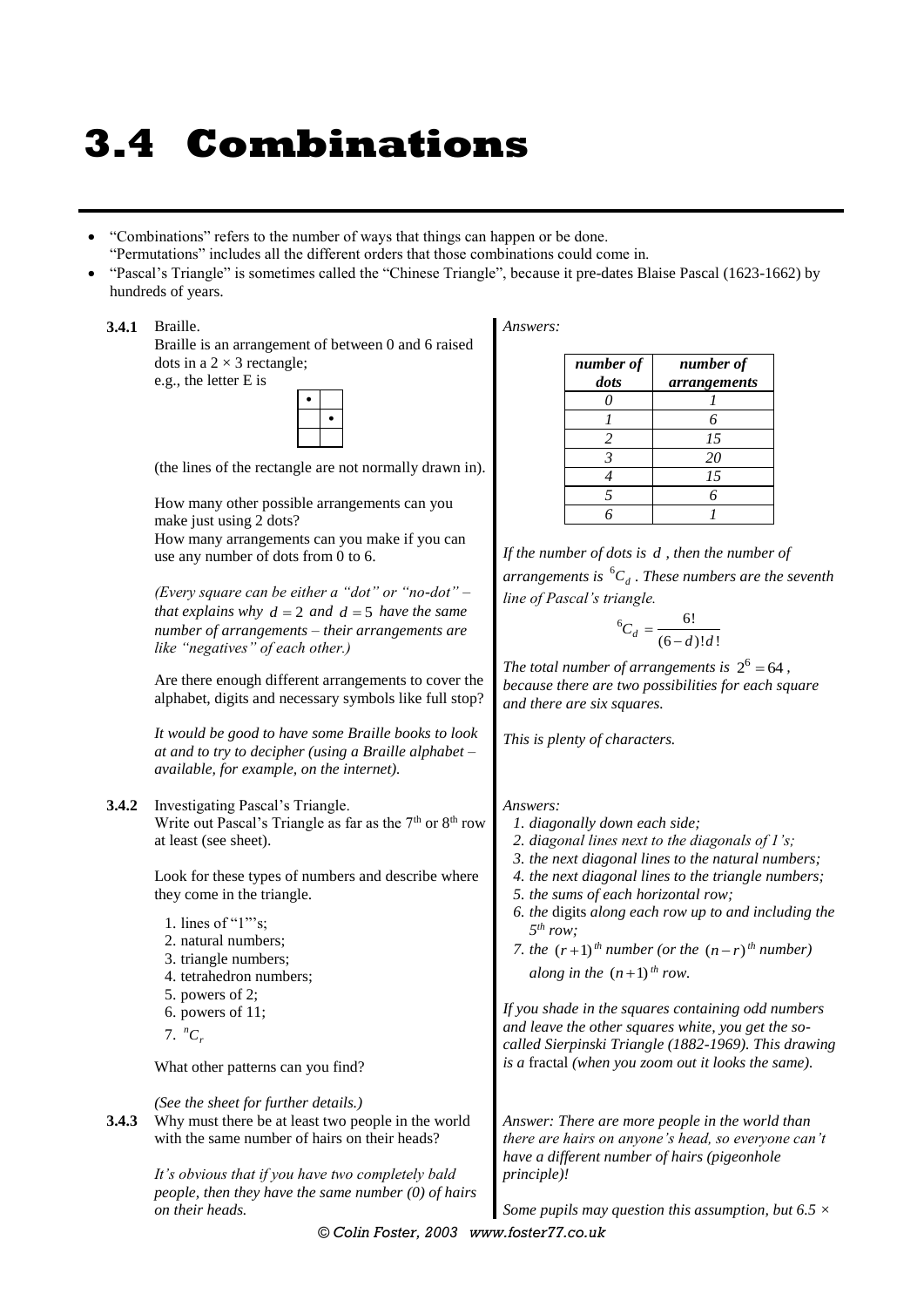# 3.4 Combinations

- "Combinations" refers to the number of ways that things can happen or be done.
  "Permutations" includes all the different orders that those combinations could come in.
- "Pascal's Triangle" is sometimes called the "Chinese Triangle", because it pre-dates Blaise Pascal (1623-1662) by hundreds of years.

**3.4.1** Braille.

Braille is an arrangement of between 0 and 6 raised dots in a $2 \times 3$ rectangle;
e.g., the letter E is

| • |   |
|---|---|
|   | • |
|   |   |

(the lines of the rectangle are not normally drawn in).

How many other possible arrangements can you make just using 2 dots?
How many arrangements can you make if you can use any number of dots from 0 to 6.

*(Every square can be either a "dot" or "no-dot" – that explains why $d = 2$ and $d = 5$ have the same number of arrangements – their arrangements are like "negatives" of each other.)*

Are there enough different arrangements to cover the alphabet, digits and necessary symbols like full stop?

*It would be good to have some Braille books to look at and to try to decipher (using a Braille alphabet – available, for example, on the internet).*

*Answers:*

| ***number of dots*** | ***number of arrangements*** |
|---|---|
| *0* | *1* |
| *1* | *6* |
| *2* | *15* |
| *3* | *20* |
| *4* | *15* |
| *5* | *6* |
| *6* | *1* |

*If the number of dots is $d$, then the number of arrangements is ${}^6C_d$. These numbers are the seventh line of Pascal's triangle.*

$${}^6C_d = \frac{6!}{(6-d)!d!}$$

*The total number of arrangements is $2^6 = 64$, because there are two possibilities for each square and there are six squares.*

*This is plenty of characters.*

**3.4.2** Investigating Pascal's Triangle.

Write out Pascal's Triangle as far as the 7th or 8th row at least (see sheet).

Look for these types of numbers and describe where they come in the triangle.

1. lines of "1"'s;
2. natural numbers;
3. triangle numbers;
4. tetrahedron numbers;
5. powers of 2;
6. powers of 11;
7. ${}^nC_r$

What other patterns can you find?

*(See the sheet for further details.)*

*Answers:*

1. *diagonally down each side;*
2. *diagonal lines next to the diagonals of 1's;*
3. *the next diagonal lines to the natural numbers;*
4. *the next diagonal lines to the triangle numbers;*
5. *the sums of each horizontal row;*
6. *the* digits *along each row up to and including the 5th row;*
7. *the $(r+1)^{th}$ number (or the $(n-r)^{th}$ number) along in the $(n+1)^{th}$ row.*

*If you shade in the squares containing odd numbers and leave the other squares white, you get the so-called Sierpinski Triangle (1882-1969). This drawing is a* fractal *(when you zoom out it looks the same).*

**3.4.3** Why must there be at least two people in the world with the same number of hairs on their heads?

*It's obvious that if you have two completely bald people, then they have the same number (0) of hairs on their heads.*

*Answer: There are more people in the world than there are hairs on anyone's head, so everyone can't have a different number of hairs (pigeonhole principle)!*

*Some pupils may question this assumption, but 6.5 ×*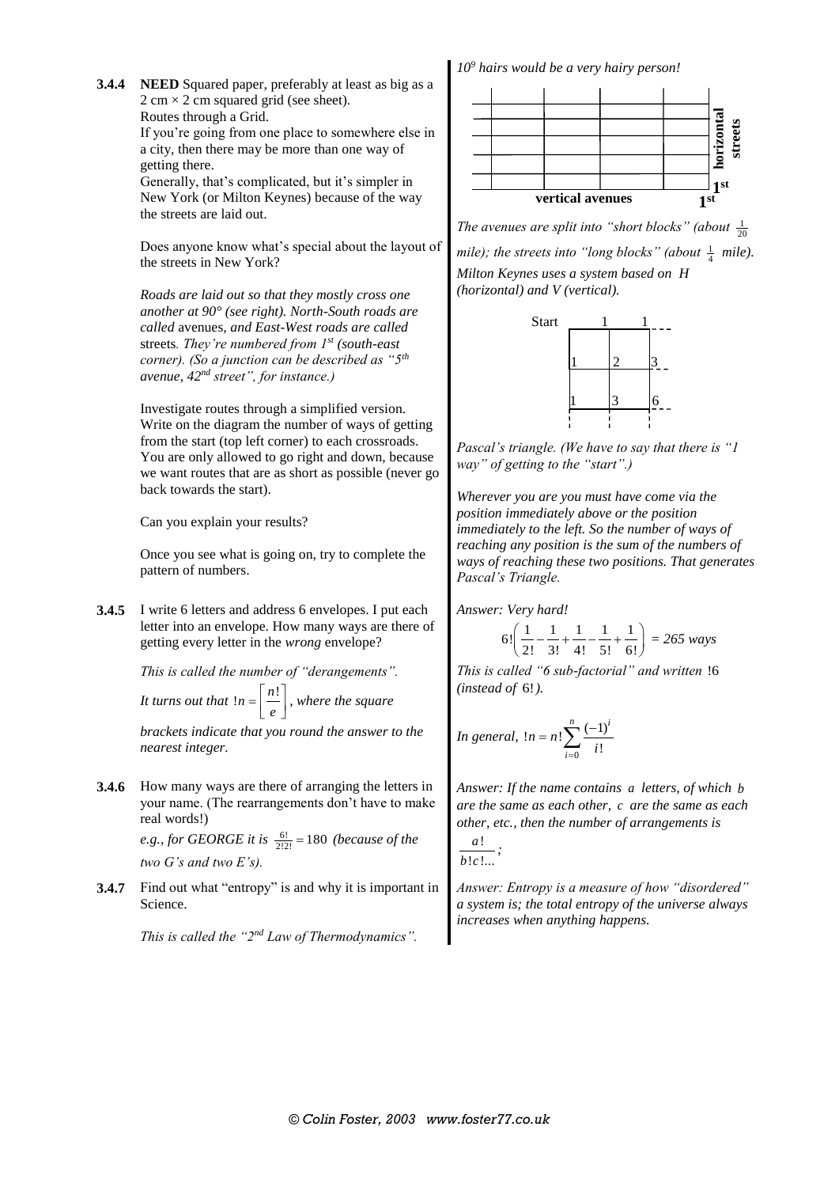*$10^9$ hairs would be a very hairy person!*

**3.4.4** **NEED** Squared paper, preferably at least as big as a 2 cm × 2 cm squared grid (see sheet).
Routes through a Grid.
If you're going from one place to somewhere else in a city, then there may be more than one way of getting there.
Generally, that's complicated, but it's simpler in New York (or Milton Keynes) because of the way the streets are laid out.

Does anyone know what's special about the layout of the streets in New York?

*Roads are laid out so that they mostly cross one another at 90° (see right). North-South roads are called* avenues, *and East-West roads are called* streets*. They're numbered from 1st (south-east corner). (So a junction can be described as "5th avenue, 42nd street", for instance.)*

horizontal streets

vertical avenues

1st

1st

*The avenues are split into "short blocks" (about $\frac{1}{20}$ mile); the streets into "long blocks" (about $\frac{1}{4}$ mile).*

*Milton Keynes uses a system based on H (horizontal) and V (vertical).*

Investigate routes through a simplified version. Write on the diagram the number of ways of getting from the start (top left corner) to each crossroads. You are only allowed to go right and down, because we want routes that are as short as possible (never go back towards the start).

Can you explain your results?

Once you see what is going on, try to complete the pattern of numbers.

| Start | 1 | 1 |
|---|---|---|
| 1 | 2 | 3 |
| 1 | 3 | 6 |

*Pascal's triangle. (We have to say that there is "1 way" of getting to the "start".)*

*Wherever you are you must have come via the position immediately above or the position immediately to the left. So the number of ways of reaching any position is the sum of the numbers of ways of reaching these two positions. That generates Pascal's Triangle.*

**3.4.5** I write 6 letters and address 6 envelopes. I put each letter into an envelope. How many ways are there of getting every letter in the *wrong* envelope?

*This is called the number of "derangements".*

*It turns out that $!n = \left[\frac{n!}{e}\right]$, where the square brackets indicate that you round the answer to the nearest integer.*

*Answer: Very hard!*

$$6!\left(\frac{1}{2!} - \frac{1}{3!} + \frac{1}{4!} - \frac{1}{5!} + \frac{1}{6!}\right) = 265 \text{ ways}$$

*This is called "6 sub-factorial" and written $!6$ (instead of $6!$).*

*In general, $!n = n!\sum_{i=0}^{n}\frac{(-1)^i}{i!}$*

**3.4.6** How many ways are there of arranging the letters in your name. (The rearrangements don't have to make real words!)

*e.g., for GEORGE it is $\frac{6!}{2!2!} = 180$ (because of the two G's and two E's).*

*Answer: If the name contains $a$ letters, of which $b$ are the same as each other, $c$ are the same as each other, etc., then the number of arrangements is $\frac{a!}{b!c!...}$;*

**3.4.7** Find out what "entropy" is and why it is important in Science.

*This is called the "2nd Law of Thermodynamics".*

*Answer: Entropy is a measure of how "disordered" a system is; the total entropy of the universe always increases when anything happens.*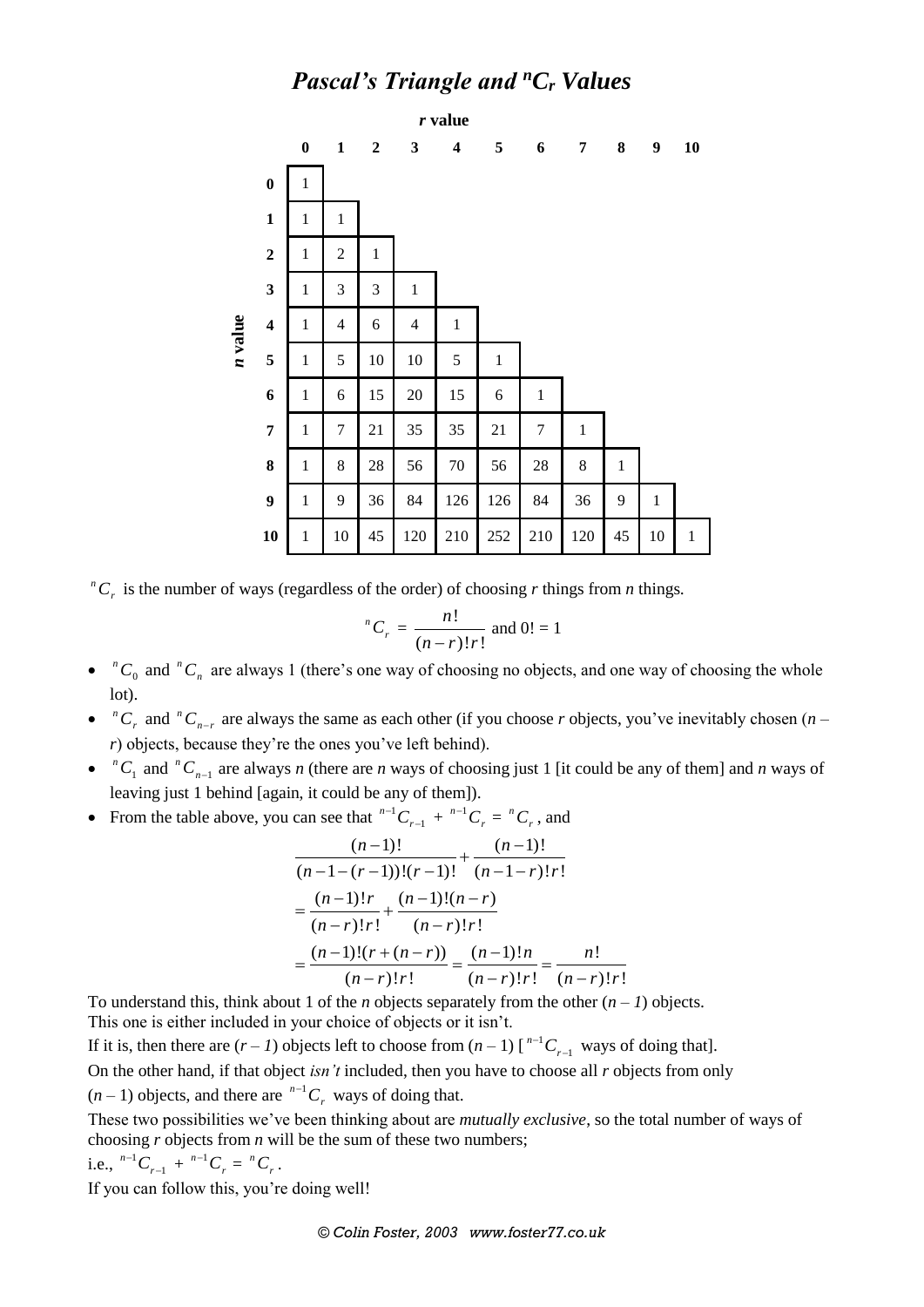# *Pascal's Triangle and $^nC_r$ Values*

| *n* value \ *r* value | 0 | 1 | 2 | 3 | 4 | 5 | 6 | 7 | 8 | 9 | 10 |
|---|---|---|---|---|---|---|---|---|---|---|---|
| **0** | 1 | | | | | | | | | | |
| **1** | 1 | 1 | | | | | | | | | |
| **2** | 1 | 2 | 1 | | | | | | | | |
| **3** | 1 | 3 | 3 | 1 | | | | | | | |
| **4** | 1 | 4 | 6 | 4 | 1 | | | | | | |
| **5** | 1 | 5 | 10 | 10 | 5 | 1 | | | | | |
| **6** | 1 | 6 | 15 | 20 | 15 | 6 | 1 | | | | |
| **7** | 1 | 7 | 21 | 35 | 35 | 21 | 7 | 1 | | | |
| **8** | 1 | 8 | 28 | 56 | 70 | 56 | 28 | 8 | 1 | | |
| **9** | 1 | 9 | 36 | 84 | 126 | 126 | 84 | 36 | 9 | 1 | |
| **10** | 1 | 10 | 45 | 120 | 210 | 252 | 210 | 120 | 45 | 10 | 1 |

$^nC_r$ is the number of ways (regardless of the order) of choosing *r* things from *n* things.

$$^nC_r = \frac{n!}{(n-r)!r!} \text{ and } 0! = 1$$

- $^nC_0$ and $^nC_n$ are always 1 (there's one way of choosing no objects, and one way of choosing the whole lot).
- $^nC_r$ and $^nC_{n-r}$ are always the same as each other (if you choose *r* objects, you've inevitably chosen ($n - r$) objects, because they're the ones you've left behind).
- $^nC_1$ and $^nC_{n-1}$ are always *n* (there are *n* ways of choosing just 1 [it could be any of them] and *n* ways of leaving just 1 behind [again, it could be any of them]).
- From the table above, you can see that $^{n-1}C_{r-1} + {}^{n-1}C_r = {}^nC_r$, and

$$\frac{(n-1)!}{(n-1-(r-1))!(r-1)!} + \frac{(n-1)!}{(n-1-r)!r!}$$
$$= \frac{(n-1)!r}{(n-r)!r!} + \frac{(n-1)!(n-r)}{(n-r)!r!}$$
$$= \frac{(n-1)!(r+(n-r))}{(n-r)!r!} = \frac{(n-1)!n}{(n-r)!r!} = \frac{n!}{(n-r)!r!}$$

To understand this, think about 1 of the *n* objects separately from the other ($n - 1$) objects.
This one is either included in your choice of objects or it isn't.
If it is, then there are ($r - 1$) objects left to choose from ($n - 1$) [$^{n-1}C_{r-1}$ ways of doing that].
On the other hand, if that object *isn't* included, then you have to choose all *r* objects from only ($n - 1$) objects, and there are $^{n-1}C_r$ ways of doing that.
These two possibilities we've been thinking about are *mutually exclusive*, so the total number of ways of choosing *r* objects from *n* will be the sum of these two numbers;
i.e., $^{n-1}C_{r-1} + {}^{n-1}C_r = {}^nC_r$.
If you can follow this, you're doing well!

*© Colin Foster, 2003 www.foster77.co.uk*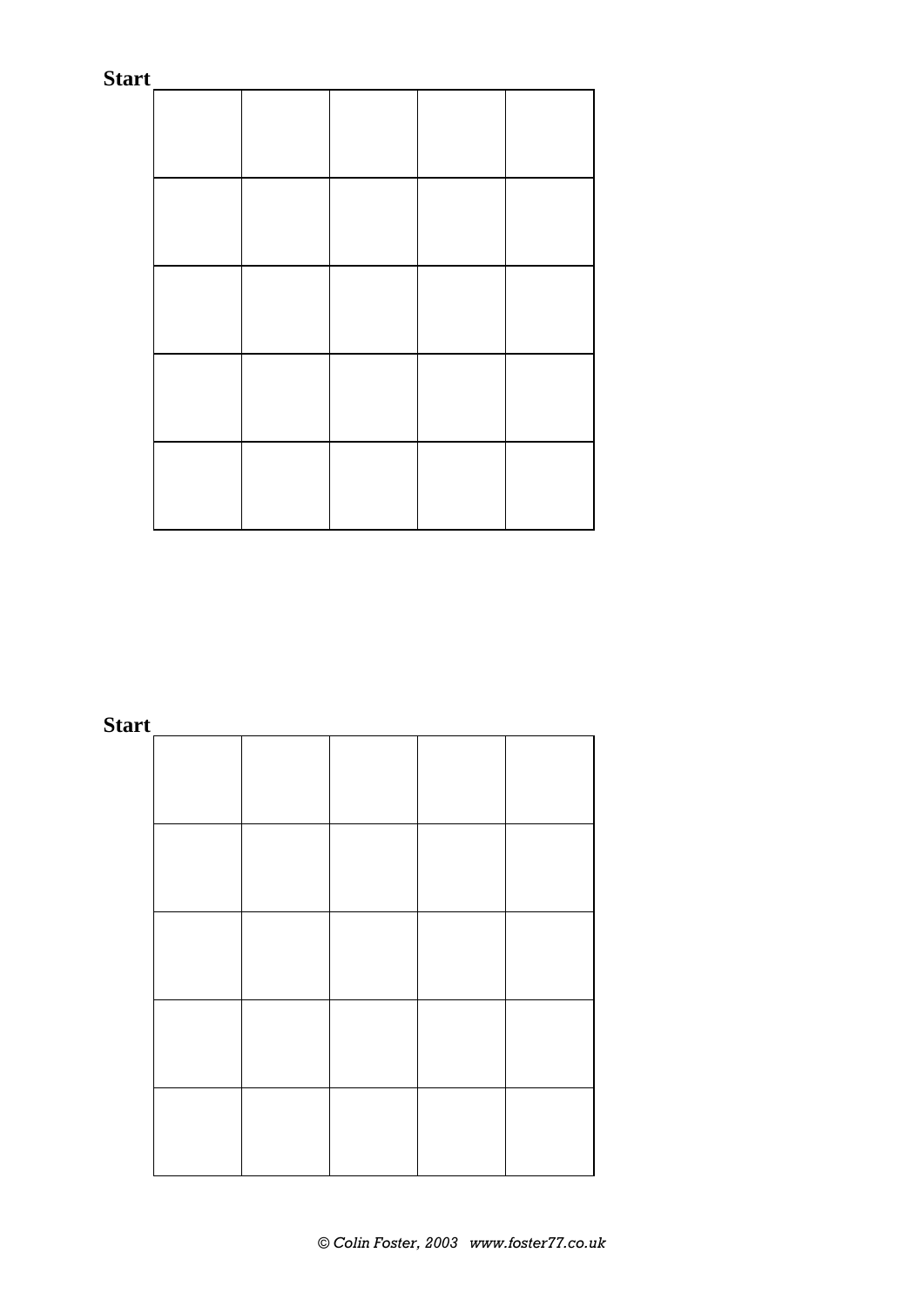**Start**

| | | | | |
|---|---|---|---|---|
| | | | | |
| | | | | |
| | | | | |
| | | | | |
| | | | | |

**Start**

| | | | | |
|---|---|---|---|---|
| | | | | |
| | | | | |
| | | | | |
| | | | | |
| | | | | |

*© Colin Foster, 2003 www.foster77.co.uk*